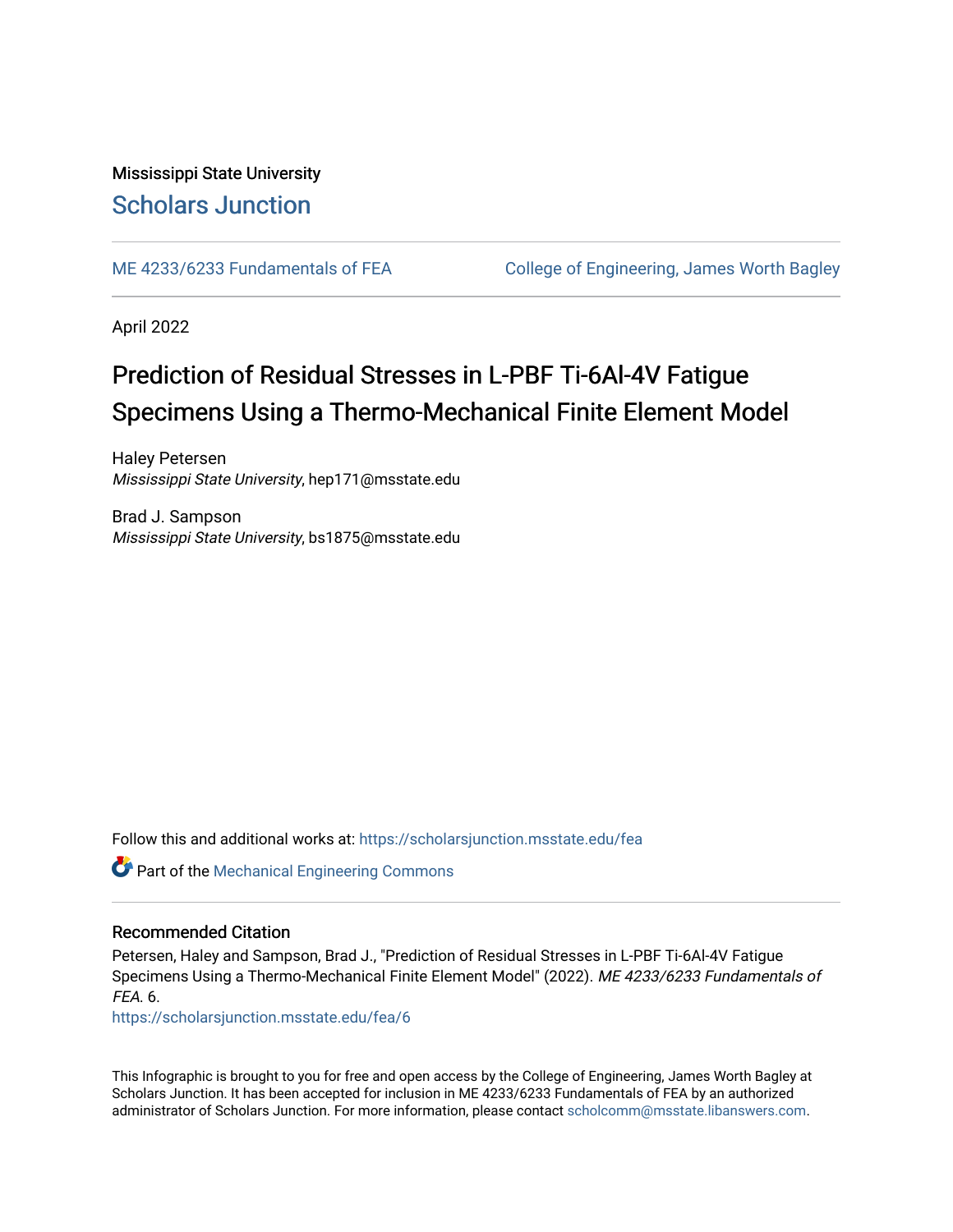Mississippi State University

# Scholars Junction

ME 4233/6233 Fundamentals of FEA

College of Engineering, James Worth Bagley

April 2022

# Prediction of Residual Stresses in L-PBF Ti-6Al-4V Fatigue Specimens Using a Thermo-Mechanical Finite Element Model

Haley Petersen
*Mississippi State University*, hep171@msstate.edu

Brad J. Sampson
*Mississippi State University*, bs1875@msstate.edu

Follow this and additional works at: https://scholarsjunction.msstate.edu/fea

Part of the Mechanical Engineering Commons

## Recommended Citation

Petersen, Haley and Sampson, Brad J., "Prediction of Residual Stresses in L-PBF Ti-6Al-4V Fatigue Specimens Using a Thermo-Mechanical Finite Element Model" (2022). *ME 4233/6233 Fundamentals of FEA*. 6.
https://scholarsjunction.msstate.edu/fea/6

This Infographic is brought to you for free and open access by the College of Engineering, James Worth Bagley at Scholars Junction. It has been accepted for inclusion in ME 4233/6233 Fundamentals of FEA by an authorized administrator of Scholars Junction. For more information, please contact scholcomm@msstate.libanswers.com.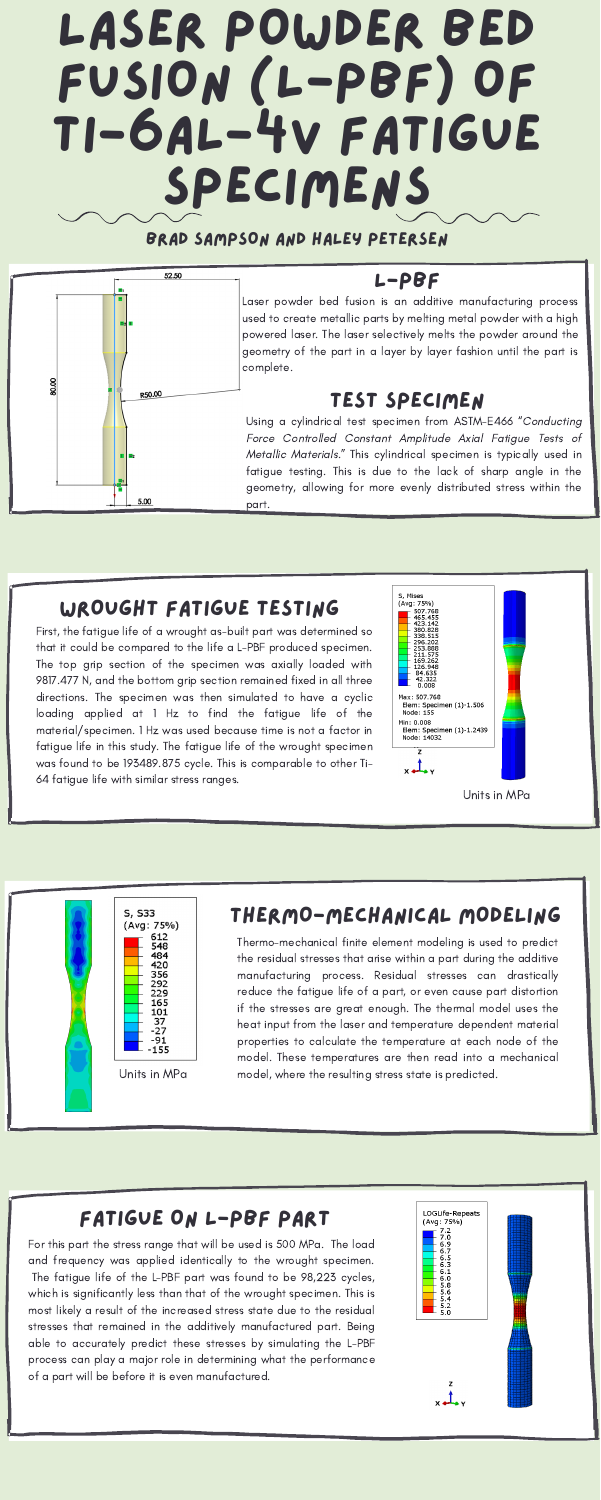# Laser Powder Bed Fusion (L-PBF) of Ti-6Al-4V Fatigue Specimens

### Brad Sampson and Haley Petersen

52.50

80.00

R50.00

5.00

## L-PBF

Laser powder bed fusion is an additive manufacturing process used to create metallic parts by melting metal powder with a high powered laser. The laser selectively melts the powder around the geometry of the part in a layer by layer fashion until the part is complete.

## Test Specimen

Using a cylindrical test specimen from ASTM-E466 "*Conducting Force Controlled Constant Amplitude Axial Fatigue Tests of Metallic Materials.*" This cylindrical specimen is typically used in fatigue testing. This is due to the lack of sharp angle in the geometry, allowing for more evenly distributed stress within the part.

## Wrought Fatigue Testing

First, the fatigue life of a wrought as-built part was determined so that it could be compared to the life a L-PBF produced specimen. The top grip section of the specimen was axially loaded with 9817.477 N, and the bottom grip section remained fixed in all three directions. The specimen was then simulated to have a cyclic loading applied at 1 Hz to find the fatigue life of the material/specimen. 1 Hz was used because time is not a factor in fatigue life in this study. The fatigue life of the wrought specimen was found to be 193489.875 cycle. This is comparable to other Ti-64 fatigue life with similar stress ranges.

S, Mises
(Avg: 75%)
507.768
465.455
423.142
380.828
338.515
296.202
253.888
211.575
169.262
126.948
84.635
42.322
0.008

Max: 507.768
Elem: Specimen (1)-1.506
Node: 155
Min: 0.008
Elem: Specimen (1)-1.2439
Node: 14032

Z
X Y

Units in MPa

## Thermo-Mechanical Modeling

S, S33
(Avg: 75%)
612
548
484
420
356
292
229
165
101
37
-27
-91
-155

Units in MPa

Thermo-mechanical finite element modeling is used to predict the residual stresses that arise within a part during the additive manufacturing process. Residual stresses can drastically reduce the fatigue life of a part, or even cause part distortion if the stresses are great enough. The thermal model uses the heat input from the laser and temperature dependent material properties to calculate the temperature at each node of the model. These temperatures are then read into a mechanical model, where the resulting stress state is predicted.

## Fatigue on L-PBF Part

For this part the stress range that will be used is 500 MPa. The load and frequency was applied identically to the wrought specimen. The fatigue life of the L-PBF part was found to be 98,223 cycles, which is significantly less than that of the wrought specimen. This is most likely a result of the increased stress state due to the residual stresses that remained in the additively manufactured part. Being able to accurately predict these stresses by simulating the L-PBF process can play a major role in determining what the performance of a part will be before it is even manufactured.

LOGLife-Repeats
(Avg: 75%)
7.2
7.0
6.9
6.7
6.5
6.3
6.1
6.0
5.8
5.6
5.4
5.2
5.0

Z
X Y